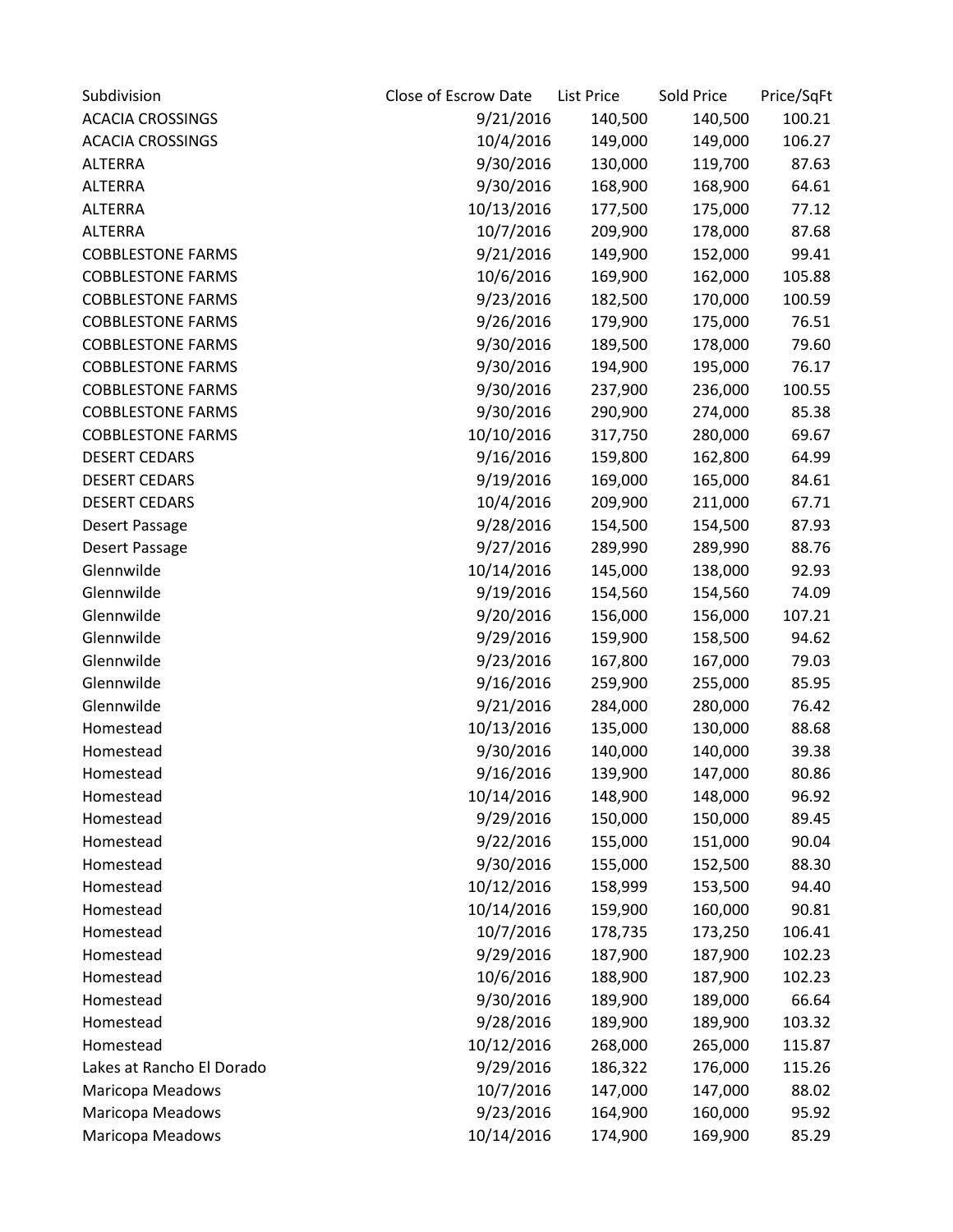| Subdivision | Close of Escrow Date | List Price | Sold Price | Price/SqFt |
| --- | --- | --- | --- | --- |
| ACACIA CROSSINGS | 9/21/2016 | 140,500 | 140,500 | 100.21 |
| ACACIA CROSSINGS | 10/4/2016 | 149,000 | 149,000 | 106.27 |
| ALTERRA | 9/30/2016 | 130,000 | 119,700 | 87.63 |
| ALTERRA | 9/30/2016 | 168,900 | 168,900 | 64.61 |
| ALTERRA | 10/13/2016 | 177,500 | 175,000 | 77.12 |
| ALTERRA | 10/7/2016 | 209,900 | 178,000 | 87.68 |
| COBBLESTONE FARMS | 9/21/2016 | 149,900 | 152,000 | 99.41 |
| COBBLESTONE FARMS | 10/6/2016 | 169,900 | 162,000 | 105.88 |
| COBBLESTONE FARMS | 9/23/2016 | 182,500 | 170,000 | 100.59 |
| COBBLESTONE FARMS | 9/26/2016 | 179,900 | 175,000 | 76.51 |
| COBBLESTONE FARMS | 9/30/2016 | 189,500 | 178,000 | 79.60 |
| COBBLESTONE FARMS | 9/30/2016 | 194,900 | 195,000 | 76.17 |
| COBBLESTONE FARMS | 9/30/2016 | 237,900 | 236,000 | 100.55 |
| COBBLESTONE FARMS | 9/30/2016 | 290,900 | 274,000 | 85.38 |
| COBBLESTONE FARMS | 10/10/2016 | 317,750 | 280,000 | 69.67 |
| DESERT CEDARS | 9/16/2016 | 159,800 | 162,800 | 64.99 |
| DESERT CEDARS | 9/19/2016 | 169,000 | 165,000 | 84.61 |
| DESERT CEDARS | 10/4/2016 | 209,900 | 211,000 | 67.71 |
| Desert Passage | 9/28/2016 | 154,500 | 154,500 | 87.93 |
| Desert Passage | 9/27/2016 | 289,990 | 289,990 | 88.76 |
| Glennwilde | 10/14/2016 | 145,000 | 138,000 | 92.93 |
| Glennwilde | 9/19/2016 | 154,560 | 154,560 | 74.09 |
| Glennwilde | 9/20/2016 | 156,000 | 156,000 | 107.21 |
| Glennwilde | 9/29/2016 | 159,900 | 158,500 | 94.62 |
| Glennwilde | 9/23/2016 | 167,800 | 167,000 | 79.03 |
| Glennwilde | 9/16/2016 | 259,900 | 255,000 | 85.95 |
| Glennwilde | 9/21/2016 | 284,000 | 280,000 | 76.42 |
| Homestead | 10/13/2016 | 135,000 | 130,000 | 88.68 |
| Homestead | 9/30/2016 | 140,000 | 140,000 | 39.38 |
| Homestead | 9/16/2016 | 139,900 | 147,000 | 80.86 |
| Homestead | 10/14/2016 | 148,900 | 148,000 | 96.92 |
| Homestead | 9/29/2016 | 150,000 | 150,000 | 89.45 |
| Homestead | 9/22/2016 | 155,000 | 151,000 | 90.04 |
| Homestead | 9/30/2016 | 155,000 | 152,500 | 88.30 |
| Homestead | 10/12/2016 | 158,999 | 153,500 | 94.40 |
| Homestead | 10/14/2016 | 159,900 | 160,000 | 90.81 |
| Homestead | 10/7/2016 | 178,735 | 173,250 | 106.41 |
| Homestead | 9/29/2016 | 187,900 | 187,900 | 102.23 |
| Homestead | 10/6/2016 | 188,900 | 187,900 | 102.23 |
| Homestead | 9/30/2016 | 189,900 | 189,000 | 66.64 |
| Homestead | 9/28/2016 | 189,900 | 189,900 | 103.32 |
| Homestead | 10/12/2016 | 268,000 | 265,000 | 115.87 |
| Lakes at Rancho El Dorado | 9/29/2016 | 186,322 | 176,000 | 115.26 |
| Maricopa Meadows | 10/7/2016 | 147,000 | 147,000 | 88.02 |
| Maricopa Meadows | 9/23/2016 | 164,900 | 160,000 | 95.92 |
| Maricopa Meadows | 10/14/2016 | 174,900 | 169,900 | 85.29 |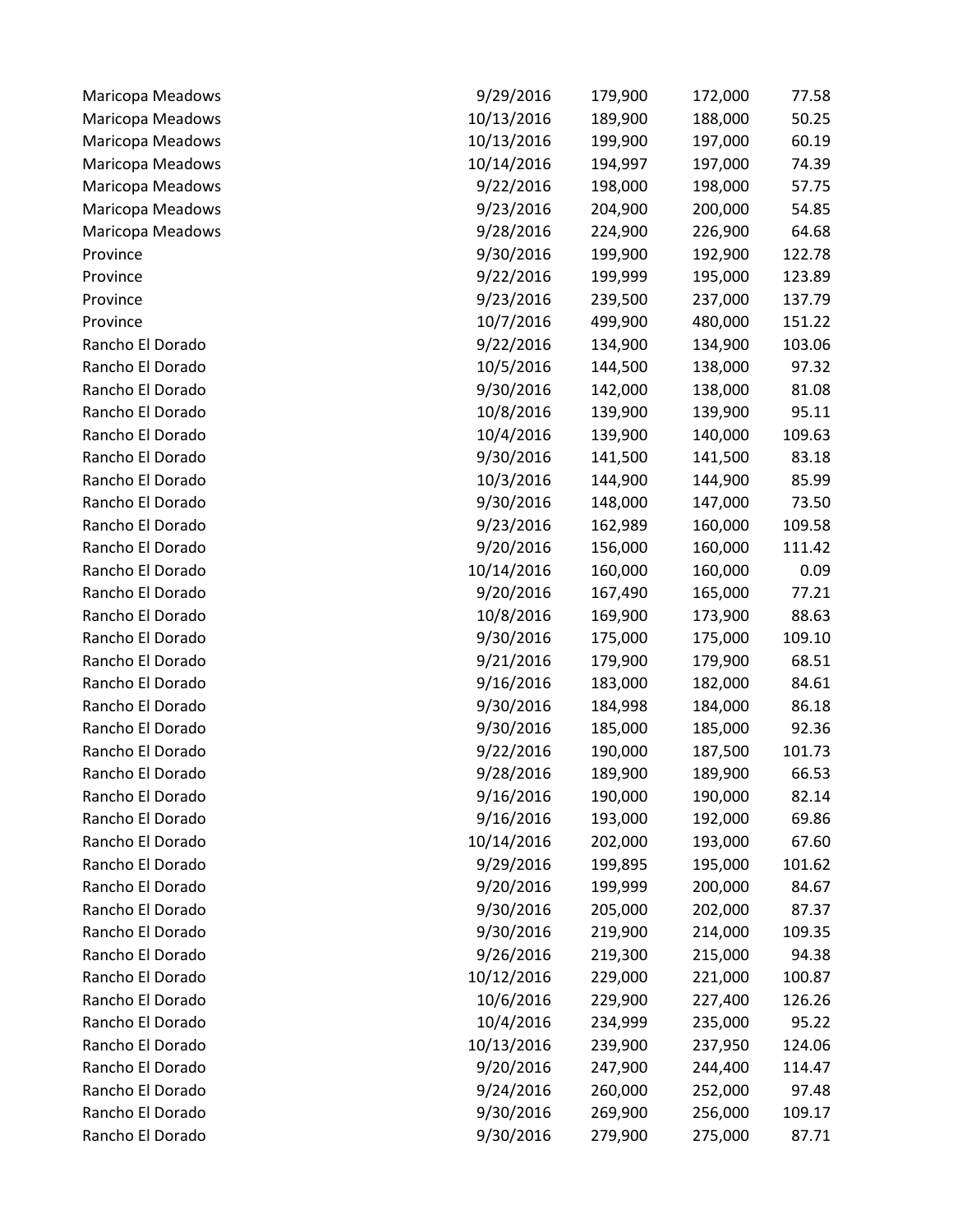| | | | | |
|---|---|---|---|---|
| Maricopa Meadows | 9/29/2016 | 179,900 | 172,000 | 77.58 |
| Maricopa Meadows | 10/13/2016 | 189,900 | 188,000 | 50.25 |
| Maricopa Meadows | 10/13/2016 | 199,900 | 197,000 | 60.19 |
| Maricopa Meadows | 10/14/2016 | 194,997 | 197,000 | 74.39 |
| Maricopa Meadows | 9/22/2016 | 198,000 | 198,000 | 57.75 |
| Maricopa Meadows | 9/23/2016 | 204,900 | 200,000 | 54.85 |
| Maricopa Meadows | 9/28/2016 | 224,900 | 226,900 | 64.68 |
| Province | 9/30/2016 | 199,900 | 192,900 | 122.78 |
| Province | 9/22/2016 | 199,999 | 195,000 | 123.89 |
| Province | 9/23/2016 | 239,500 | 237,000 | 137.79 |
| Province | 10/7/2016 | 499,900 | 480,000 | 151.22 |
| Rancho El Dorado | 9/22/2016 | 134,900 | 134,900 | 103.06 |
| Rancho El Dorado | 10/5/2016 | 144,500 | 138,000 | 97.32 |
| Rancho El Dorado | 9/30/2016 | 142,000 | 138,000 | 81.08 |
| Rancho El Dorado | 10/8/2016 | 139,900 | 139,900 | 95.11 |
| Rancho El Dorado | 10/4/2016 | 139,900 | 140,000 | 109.63 |
| Rancho El Dorado | 9/30/2016 | 141,500 | 141,500 | 83.18 |
| Rancho El Dorado | 10/3/2016 | 144,900 | 144,900 | 85.99 |
| Rancho El Dorado | 9/30/2016 | 148,000 | 147,000 | 73.50 |
| Rancho El Dorado | 9/23/2016 | 162,989 | 160,000 | 109.58 |
| Rancho El Dorado | 9/20/2016 | 156,000 | 160,000 | 111.42 |
| Rancho El Dorado | 10/14/2016 | 160,000 | 160,000 | 0.09 |
| Rancho El Dorado | 9/20/2016 | 167,490 | 165,000 | 77.21 |
| Rancho El Dorado | 10/8/2016 | 169,900 | 173,900 | 88.63 |
| Rancho El Dorado | 9/30/2016 | 175,000 | 175,000 | 109.10 |
| Rancho El Dorado | 9/21/2016 | 179,900 | 179,900 | 68.51 |
| Rancho El Dorado | 9/16/2016 | 183,000 | 182,000 | 84.61 |
| Rancho El Dorado | 9/30/2016 | 184,998 | 184,000 | 86.18 |
| Rancho El Dorado | 9/30/2016 | 185,000 | 185,000 | 92.36 |
| Rancho El Dorado | 9/22/2016 | 190,000 | 187,500 | 101.73 |
| Rancho El Dorado | 9/28/2016 | 189,900 | 189,900 | 66.53 |
| Rancho El Dorado | 9/16/2016 | 190,000 | 190,000 | 82.14 |
| Rancho El Dorado | 9/16/2016 | 193,000 | 192,000 | 69.86 |
| Rancho El Dorado | 10/14/2016 | 202,000 | 193,000 | 67.60 |
| Rancho El Dorado | 9/29/2016 | 199,895 | 195,000 | 101.62 |
| Rancho El Dorado | 9/20/2016 | 199,999 | 200,000 | 84.67 |
| Rancho El Dorado | 9/30/2016 | 205,000 | 202,000 | 87.37 |
| Rancho El Dorado | 9/30/2016 | 219,900 | 214,000 | 109.35 |
| Rancho El Dorado | 9/26/2016 | 219,300 | 215,000 | 94.38 |
| Rancho El Dorado | 10/12/2016 | 229,000 | 221,000 | 100.87 |
| Rancho El Dorado | 10/6/2016 | 229,900 | 227,400 | 126.26 |
| Rancho El Dorado | 10/4/2016 | 234,999 | 235,000 | 95.22 |
| Rancho El Dorado | 10/13/2016 | 239,900 | 237,950 | 124.06 |
| Rancho El Dorado | 9/20/2016 | 247,900 | 244,400 | 114.47 |
| Rancho El Dorado | 9/24/2016 | 260,000 | 252,000 | 97.48 |
| Rancho El Dorado | 9/30/2016 | 269,900 | 256,000 | 109.17 |
| Rancho El Dorado | 9/30/2016 | 279,900 | 275,000 | 87.71 |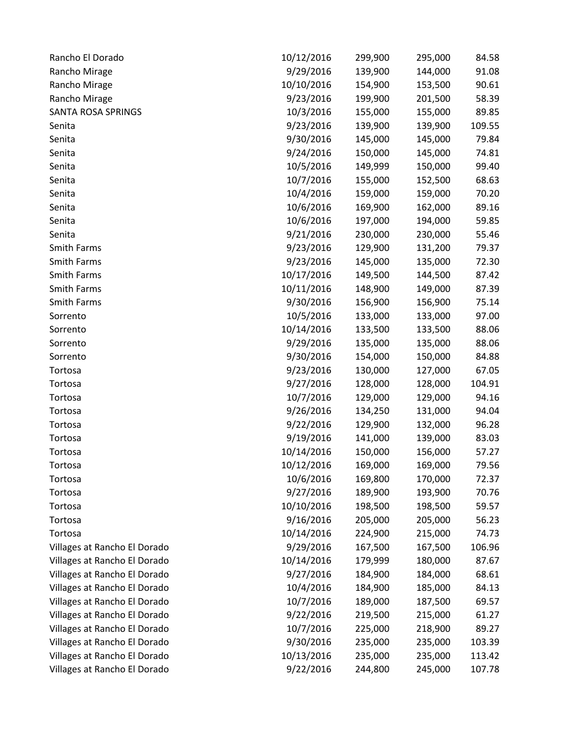| | | | | |
|---|---|---|---|---|
| Rancho El Dorado | 10/12/2016 | 299,900 | 295,000 | 84.58 |
| Rancho Mirage | 9/29/2016 | 139,900 | 144,000 | 91.08 |
| Rancho Mirage | 10/10/2016 | 154,900 | 153,500 | 90.61 |
| Rancho Mirage | 9/23/2016 | 199,900 | 201,500 | 58.39 |
| SANTA ROSA SPRINGS | 10/3/2016 | 155,000 | 155,000 | 89.85 |
| Senita | 9/23/2016 | 139,900 | 139,900 | 109.55 |
| Senita | 9/30/2016 | 145,000 | 145,000 | 79.84 |
| Senita | 9/24/2016 | 150,000 | 145,000 | 74.81 |
| Senita | 10/5/2016 | 149,999 | 150,000 | 99.40 |
| Senita | 10/7/2016 | 155,000 | 152,500 | 68.63 |
| Senita | 10/4/2016 | 159,000 | 159,000 | 70.20 |
| Senita | 10/6/2016 | 169,900 | 162,000 | 89.16 |
| Senita | 10/6/2016 | 197,000 | 194,000 | 59.85 |
| Senita | 9/21/2016 | 230,000 | 230,000 | 55.46 |
| Smith Farms | 9/23/2016 | 129,900 | 131,200 | 79.37 |
| Smith Farms | 9/23/2016 | 145,000 | 135,000 | 72.30 |
| Smith Farms | 10/17/2016 | 149,500 | 144,500 | 87.42 |
| Smith Farms | 10/11/2016 | 148,900 | 149,000 | 87.39 |
| Smith Farms | 9/30/2016 | 156,900 | 156,900 | 75.14 |
| Sorrento | 10/5/2016 | 133,000 | 133,000 | 97.00 |
| Sorrento | 10/14/2016 | 133,500 | 133,500 | 88.06 |
| Sorrento | 9/29/2016 | 135,000 | 135,000 | 88.06 |
| Sorrento | 9/30/2016 | 154,000 | 150,000 | 84.88 |
| Tortosa | 9/23/2016 | 130,000 | 127,000 | 67.05 |
| Tortosa | 9/27/2016 | 128,000 | 128,000 | 104.91 |
| Tortosa | 10/7/2016 | 129,000 | 129,000 | 94.16 |
| Tortosa | 9/26/2016 | 134,250 | 131,000 | 94.04 |
| Tortosa | 9/22/2016 | 129,900 | 132,000 | 96.28 |
| Tortosa | 9/19/2016 | 141,000 | 139,000 | 83.03 |
| Tortosa | 10/14/2016 | 150,000 | 156,000 | 57.27 |
| Tortosa | 10/12/2016 | 169,000 | 169,000 | 79.56 |
| Tortosa | 10/6/2016 | 169,800 | 170,000 | 72.37 |
| Tortosa | 9/27/2016 | 189,900 | 193,900 | 70.76 |
| Tortosa | 10/10/2016 | 198,500 | 198,500 | 59.57 |
| Tortosa | 9/16/2016 | 205,000 | 205,000 | 56.23 |
| Tortosa | 10/14/2016 | 224,900 | 215,000 | 74.73 |
| Villages at Rancho El Dorado | 9/29/2016 | 167,500 | 167,500 | 106.96 |
| Villages at Rancho El Dorado | 10/14/2016 | 179,999 | 180,000 | 87.67 |
| Villages at Rancho El Dorado | 9/27/2016 | 184,900 | 184,000 | 68.61 |
| Villages at Rancho El Dorado | 10/4/2016 | 184,900 | 185,000 | 84.13 |
| Villages at Rancho El Dorado | 10/7/2016 | 189,000 | 187,500 | 69.57 |
| Villages at Rancho El Dorado | 9/22/2016 | 219,500 | 215,000 | 61.27 |
| Villages at Rancho El Dorado | 10/7/2016 | 225,000 | 218,900 | 89.27 |
| Villages at Rancho El Dorado | 9/30/2016 | 235,000 | 235,000 | 103.39 |
| Villages at Rancho El Dorado | 10/13/2016 | 235,000 | 235,000 | 113.42 |
| Villages at Rancho El Dorado | 9/22/2016 | 244,800 | 245,000 | 107.78 |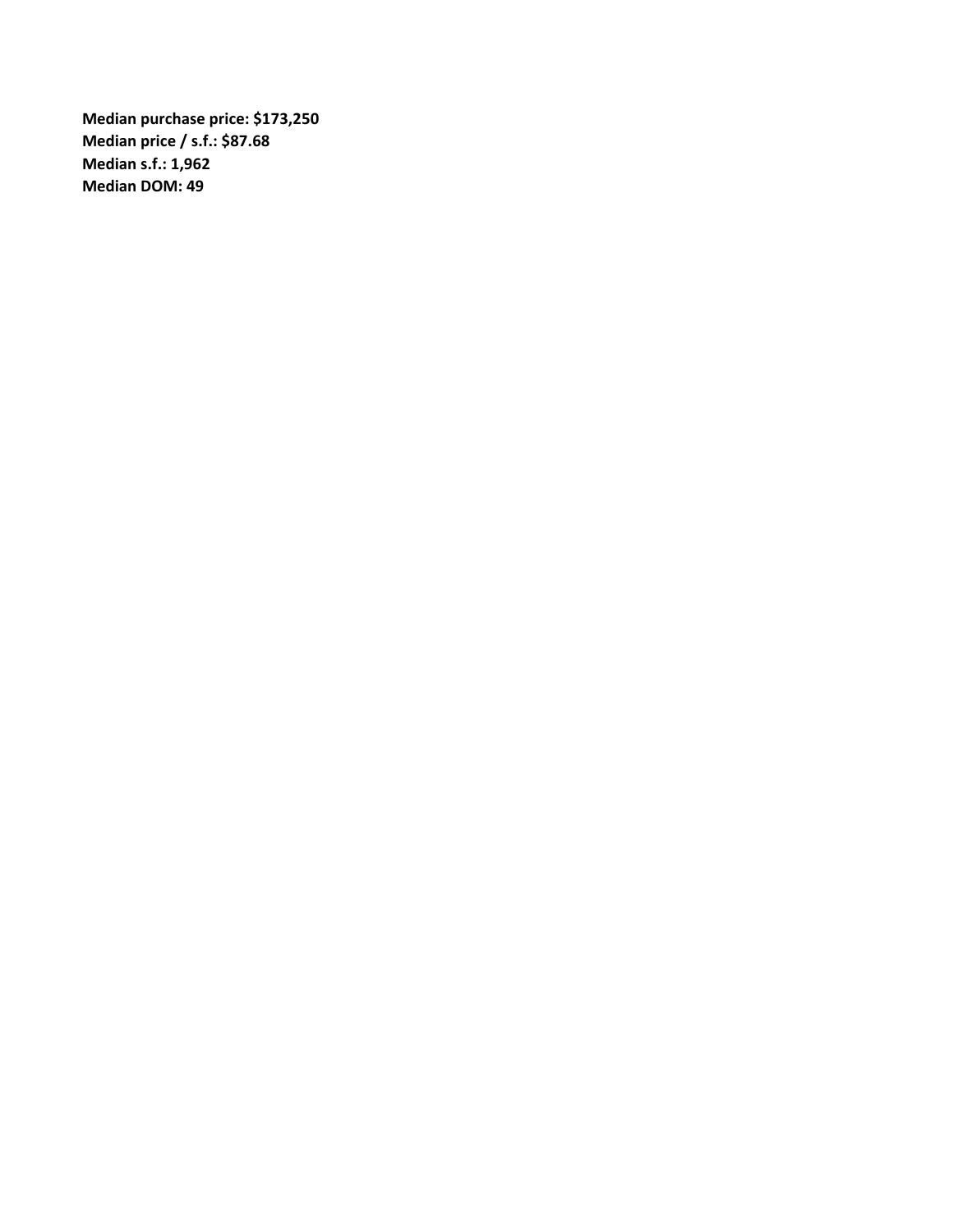**Median purchase price: $173,250**
**Median price / s.f.: $87.68**
**Median s.f.: 1,962**
**Median DOM: 49**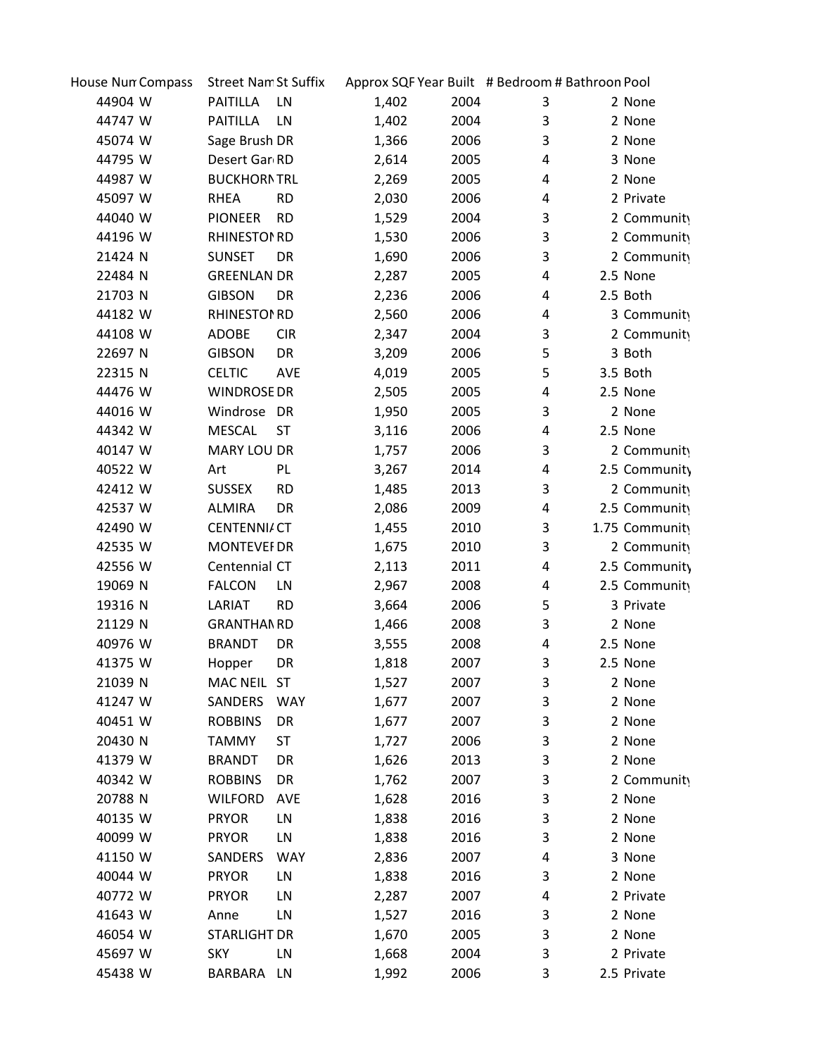| House Num | Compass | Street Nam | St Suffix | Approx SQF | Year Built | # Bedroom | # Bathroon | Pool |
|---|---|---|---|---|---|---|---|---|
| 44904 | W | PAITILLA | LN | 1,402 | 2004 | 3 | 2 | None |
| 44747 | W | PAITILLA | LN | 1,402 | 2004 | 3 | 2 | None |
| 45074 | W | Sage Brush | DR | 1,366 | 2006 | 3 | 2 | None |
| 44795 | W | Desert Gar | RD | 2,614 | 2005 | 4 | 3 | None |
| 44987 | W | BUCKHORN | TRL | 2,269 | 2005 | 4 | 2 | None |
| 45097 | W | RHEA | RD | 2,030 | 2006 | 4 | 2 | Private |
| 44040 | W | PIONEER | RD | 1,529 | 2004 | 3 | 2 | Community |
| 44196 | W | RHINESTON | RD | 1,530 | 2006 | 3 | 2 | Community |
| 21424 | N | SUNSET | DR | 1,690 | 2006 | 3 | 2 | Community |
| 22484 | N | GREENLAN | DR | 2,287 | 2005 | 4 | 2.5 | None |
| 21703 | N | GIBSON | DR | 2,236 | 2006 | 4 | 2.5 | Both |
| 44182 | W | RHINESTON | RD | 2,560 | 2006 | 4 | 3 | Community |
| 44108 | W | ADOBE | CIR | 2,347 | 2004 | 3 | 2 | Community |
| 22697 | N | GIBSON | DR | 3,209 | 2006 | 5 | 3 | Both |
| 22315 | N | CELTIC | AVE | 4,019 | 2005 | 5 | 3.5 | Both |
| 44476 | W | WINDROSE | DR | 2,505 | 2005 | 4 | 2.5 | None |
| 44016 | W | Windrose | DR | 1,950 | 2005 | 3 | 2 | None |
| 44342 | W | MESCAL | ST | 3,116 | 2006 | 4 | 2.5 | None |
| 40147 | W | MARY LOU | DR | 1,757 | 2006 | 3 | 2 | Community |
| 40522 | W | Art | PL | 3,267 | 2014 | 4 | 2.5 | Community |
| 42412 | W | SUSSEX | RD | 1,485 | 2013 | 3 | 2 | Community |
| 42537 | W | ALMIRA | DR | 2,086 | 2009 | 4 | 2.5 | Community |
| 42490 | W | CENTENNIA | CT | 1,455 | 2010 | 3 | 1.75 | Community |
| 42535 | W | MONTEVEI | DR | 1,675 | 2010 | 3 | 2 | Community |
| 42556 | W | Centennial | CT | 2,113 | 2011 | 4 | 2.5 | Community |
| 19069 | N | FALCON | LN | 2,967 | 2008 | 4 | 2.5 | Community |
| 19316 | N | LARIAT | RD | 3,664 | 2006 | 5 | 3 | Private |
| 21129 | N | GRANTHAN | RD | 1,466 | 2008 | 3 | 2 | None |
| 40976 | W | BRANDT | DR | 3,555 | 2008 | 4 | 2.5 | None |
| 41375 | W | Hopper | DR | 1,818 | 2007 | 3 | 2.5 | None |
| 21039 | N | MAC NEIL | ST | 1,527 | 2007 | 3 | 2 | None |
| 41247 | W | SANDERS | WAY | 1,677 | 2007 | 3 | 2 | None |
| 40451 | W | ROBBINS | DR | 1,677 | 2007 | 3 | 2 | None |
| 20430 | N | TAMMY | ST | 1,727 | 2006 | 3 | 2 | None |
| 41379 | W | BRANDT | DR | 1,626 | 2013 | 3 | 2 | None |
| 40342 | W | ROBBINS | DR | 1,762 | 2007 | 3 | 2 | Community |
| 20788 | N | WILFORD | AVE | 1,628 | 2016 | 3 | 2 | None |
| 40135 | W | PRYOR | LN | 1,838 | 2016 | 3 | 2 | None |
| 40099 | W | PRYOR | LN | 1,838 | 2016 | 3 | 2 | None |
| 41150 | W | SANDERS | WAY | 2,836 | 2007 | 4 | 3 | None |
| 40044 | W | PRYOR | LN | 1,838 | 2016 | 3 | 2 | None |
| 40772 | W | PRYOR | LN | 2,287 | 2007 | 4 | 2 | Private |
| 41643 | W | Anne | LN | 1,527 | 2016 | 3 | 2 | None |
| 46054 | W | STARLIGHT | DR | 1,670 | 2005 | 3 | 2 | None |
| 45697 | W | SKY | LN | 1,668 | 2004 | 3 | 2 | Private |
| 45438 | W | BARBARA | LN | 1,992 | 2006 | 3 | 2.5 | Private |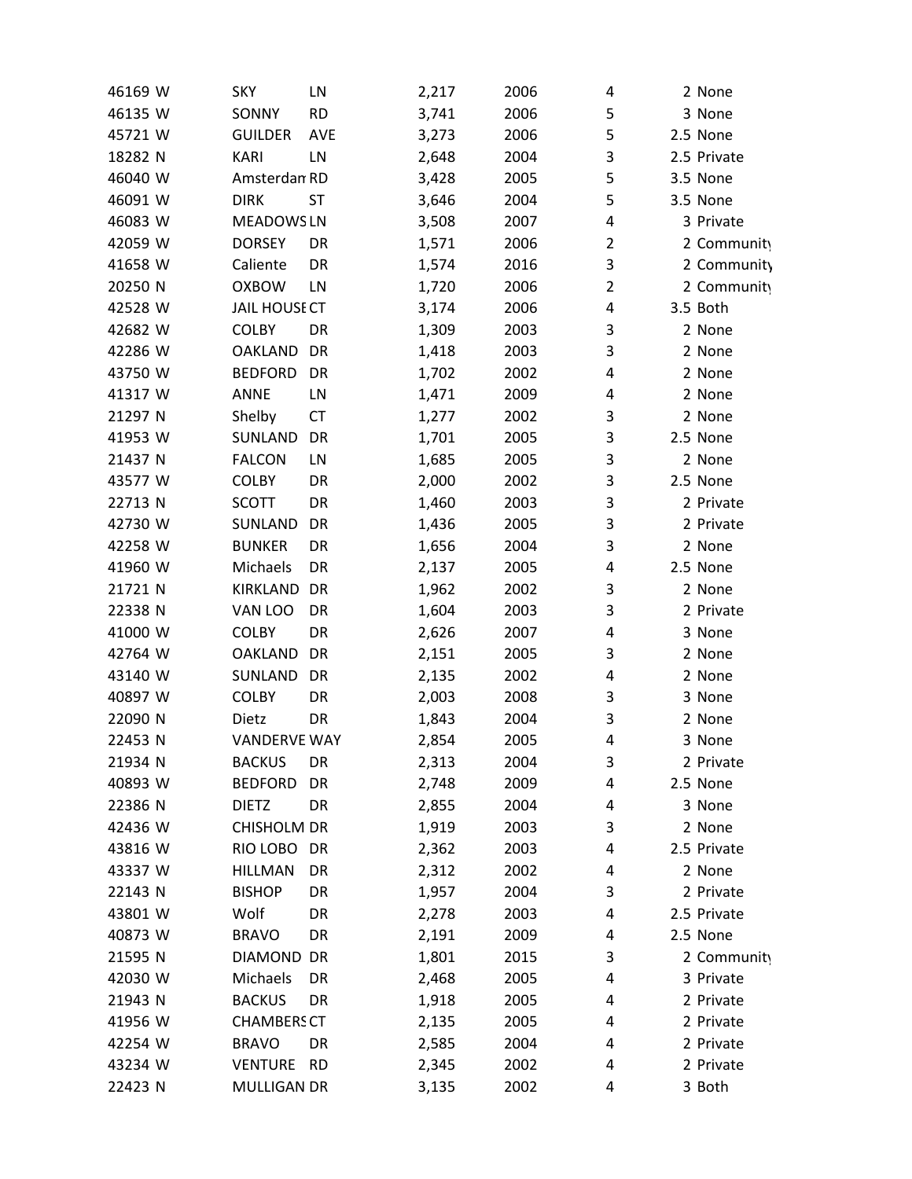| | | | | | | | | |
|---|---|---|---|---|---|---|---|---|
| 46169 | W | SKY | LN | 2,217 | 2006 | 4 | 2 | None |
| 46135 | W | SONNY | RD | 3,741 | 2006 | 5 | 3 | None |
| 45721 | W | GUILDER | AVE | 3,273 | 2006 | 5 | 2.5 | None |
| 18282 | N | KARI | LN | 2,648 | 2004 | 3 | 2.5 | Private |
| 46040 | W | Amsterdam | RD | 3,428 | 2005 | 5 | 3.5 | None |
| 46091 | W | DIRK | ST | 3,646 | 2004 | 5 | 3.5 | None |
| 46083 | W | MEADOWS | LN | 3,508 | 2007 | 4 | 3 | Private |
| 42059 | W | DORSEY | DR | 1,571 | 2006 | 2 | 2 | Community |
| 41658 | W | Caliente | DR | 1,574 | 2016 | 3 | 2 | Community |
| 20250 | N | OXBOW | LN | 1,720 | 2006 | 2 | 2 | Community |
| 42528 | W | JAIL HOUSE | CT | 3,174 | 2006 | 4 | 3.5 | Both |
| 42682 | W | COLBY | DR | 1,309 | 2003 | 3 | 2 | None |
| 42286 | W | OAKLAND | DR | 1,418 | 2003 | 3 | 2 | None |
| 43750 | W | BEDFORD | DR | 1,702 | 2002 | 4 | 2 | None |
| 41317 | W | ANNE | LN | 1,471 | 2009 | 4 | 2 | None |
| 21297 | N | Shelby | CT | 1,277 | 2002 | 3 | 2 | None |
| 41953 | W | SUNLAND | DR | 1,701 | 2005 | 3 | 2.5 | None |
| 21437 | N | FALCON | LN | 1,685 | 2005 | 3 | 2 | None |
| 43577 | W | COLBY | DR | 2,000 | 2002 | 3 | 2.5 | None |
| 22713 | N | SCOTT | DR | 1,460 | 2003 | 3 | 2 | Private |
| 42730 | W | SUNLAND | DR | 1,436 | 2005 | 3 | 2 | Private |
| 42258 | W | BUNKER | DR | 1,656 | 2004 | 3 | 2 | None |
| 41960 | W | Michaels | DR | 2,137 | 2005 | 4 | 2.5 | None |
| 21721 | N | KIRKLAND | DR | 1,962 | 2002 | 3 | 2 | None |
| 22338 | N | VAN LOO | DR | 1,604 | 2003 | 3 | 2 | Private |
| 41000 | W | COLBY | DR | 2,626 | 2007 | 4 | 3 | None |
| 42764 | W | OAKLAND | DR | 2,151 | 2005 | 3 | 2 | None |
| 43140 | W | SUNLAND | DR | 2,135 | 2002 | 4 | 2 | None |
| 40897 | W | COLBY | DR | 2,003 | 2008 | 3 | 3 | None |
| 22090 | N | Dietz | DR | 1,843 | 2004 | 3 | 2 | None |
| 22453 | N | VANDERVE | WAY | 2,854 | 2005 | 4 | 3 | None |
| 21934 | N | BACKUS | DR | 2,313 | 2004 | 3 | 2 | Private |
| 40893 | W | BEDFORD | DR | 2,748 | 2009 | 4 | 2.5 | None |
| 22386 | N | DIETZ | DR | 2,855 | 2004 | 4 | 3 | None |
| 42436 | W | CHISHOLM | DR | 1,919 | 2003 | 3 | 2 | None |
| 43816 | W | RIO LOBO | DR | 2,362 | 2003 | 4 | 2.5 | Private |
| 43337 | W | HILLMAN | DR | 2,312 | 2002 | 4 | 2 | None |
| 22143 | N | BISHOP | DR | 1,957 | 2004 | 3 | 2 | Private |
| 43801 | W | Wolf | DR | 2,278 | 2003 | 4 | 2.5 | Private |
| 40873 | W | BRAVO | DR | 2,191 | 2009 | 4 | 2.5 | None |
| 21595 | N | DIAMOND | DR | 1,801 | 2015 | 3 | 2 | Community |
| 42030 | W | Michaels | DR | 2,468 | 2005 | 4 | 3 | Private |
| 21943 | N | BACKUS | DR | 1,918 | 2005 | 4 | 2 | Private |
| 41956 | W | CHAMBERS | CT | 2,135 | 2005 | 4 | 2 | Private |
| 42254 | W | BRAVO | DR | 2,585 | 2004 | 4 | 2 | Private |
| 43234 | W | VENTURE | RD | 2,345 | 2002 | 4 | 2 | Private |
| 22423 | N | MULLIGAN | DR | 3,135 | 2002 | 4 | 3 | Both |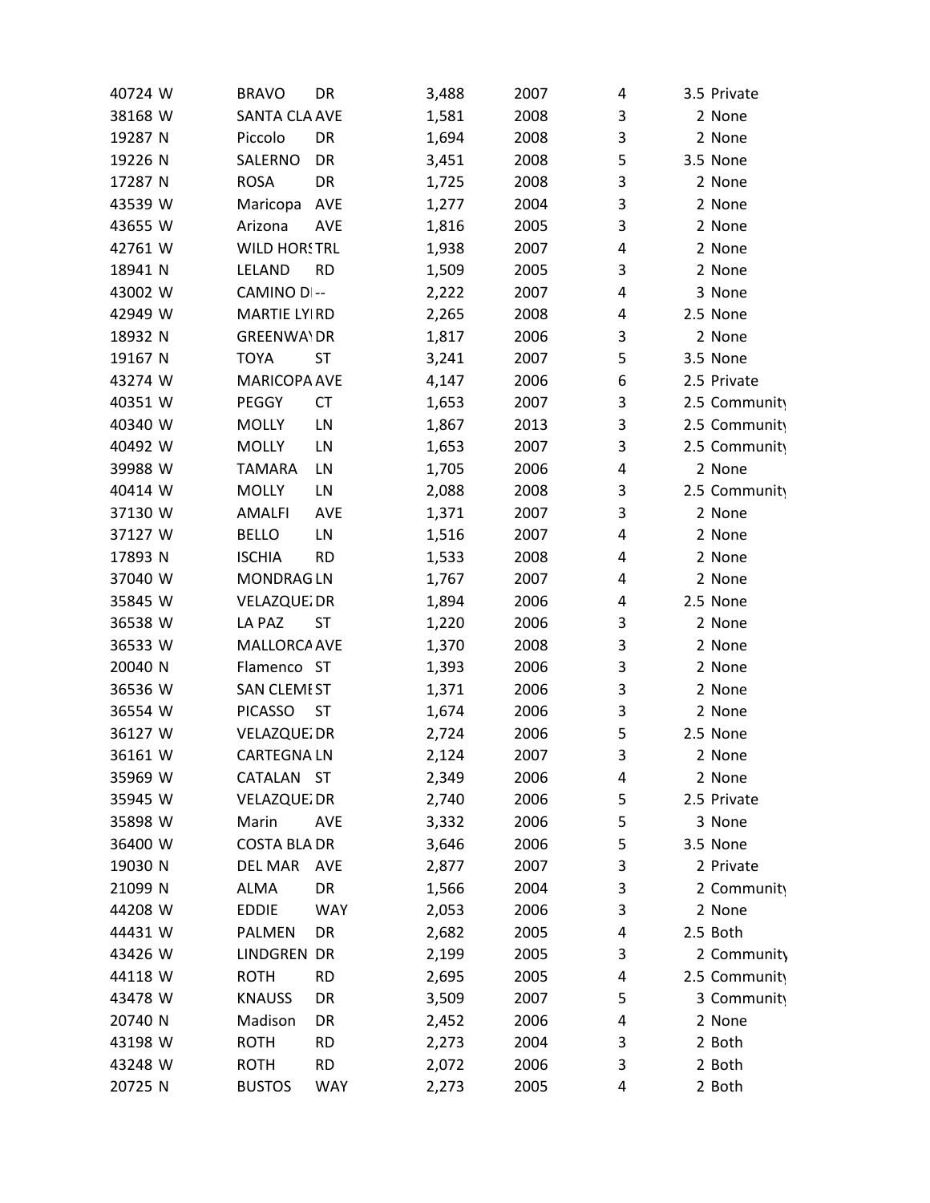| | | | | | | | | |
|---|---|---|---|---|---|---|---|---|
| 40724 | W | BRAVO | DR | 3,488 | 2007 | 4 | 3.5 | Private |
| 38168 | W | SANTA CLA | AVE | 1,581 | 2008 | 3 | 2 | None |
| 19287 | N | Piccolo | DR | 1,694 | 2008 | 3 | 2 | None |
| 19226 | N | SALERNO | DR | 3,451 | 2008 | 5 | 3.5 | None |
| 17287 | N | ROSA | DR | 1,725 | 2008 | 3 | 2 | None |
| 43539 | W | Maricopa | AVE | 1,277 | 2004 | 3 | 2 | None |
| 43655 | W | Arizona | AVE | 1,816 | 2005 | 3 | 2 | None |
| 42761 | W | WILD HORS | TRL | 1,938 | 2007 | 4 | 2 | None |
| 18941 | N | LELAND | RD | 1,509 | 2005 | 3 | 2 | None |
| 43002 | W | CAMINO D | -- | 2,222 | 2007 | 4 | 3 | None |
| 42949 | W | MARTIE LY | RD | 2,265 | 2008 | 4 | 2.5 | None |
| 18932 | N | GREENWAY | DR | 1,817 | 2006 | 3 | 2 | None |
| 19167 | N | TOYA | ST | 3,241 | 2007 | 5 | 3.5 | None |
| 43274 | W | MARICOPA | AVE | 4,147 | 2006 | 6 | 2.5 | Private |
| 40351 | W | PEGGY | CT | 1,653 | 2007 | 3 | 2.5 | Community |
| 40340 | W | MOLLY | LN | 1,867 | 2013 | 3 | 2.5 | Community |
| 40492 | W | MOLLY | LN | 1,653 | 2007 | 3 | 2.5 | Community |
| 39988 | W | TAMARA | LN | 1,705 | 2006 | 4 | 2 | None |
| 40414 | W | MOLLY | LN | 2,088 | 2008 | 3 | 2.5 | Community |
| 37130 | W | AMALFI | AVE | 1,371 | 2007 | 3 | 2 | None |
| 37127 | W | BELLO | LN | 1,516 | 2007 | 4 | 2 | None |
| 17893 | N | ISCHIA | RD | 1,533 | 2008 | 4 | 2 | None |
| 37040 | W | MONDRAG | LN | 1,767 | 2007 | 4 | 2 | None |
| 35845 | W | VELAZQUEZ | DR | 1,894 | 2006 | 4 | 2.5 | None |
| 36538 | W | LA PAZ | ST | 1,220 | 2006 | 3 | 2 | None |
| 36533 | W | MALLORCA | AVE | 1,370 | 2008 | 3 | 2 | None |
| 20040 | N | Flamenco | ST | 1,393 | 2006 | 3 | 2 | None |
| 36536 | W | SAN CLEME | ST | 1,371 | 2006 | 3 | 2 | None |
| 36554 | W | PICASSO | ST | 1,674 | 2006 | 3 | 2 | None |
| 36127 | W | VELAZQUEZ | DR | 2,724 | 2006 | 5 | 2.5 | None |
| 36161 | W | CARTEGNA | LN | 2,124 | 2007 | 3 | 2 | None |
| 35969 | W | CATALAN | ST | 2,349 | 2006 | 4 | 2 | None |
| 35945 | W | VELAZQUEZ | DR | 2,740 | 2006 | 5 | 2.5 | Private |
| 35898 | W | Marin | AVE | 3,332 | 2006 | 5 | 3 | None |
| 36400 | W | COSTA BLA | DR | 3,646 | 2006 | 5 | 3.5 | None |
| 19030 | N | DEL MAR | AVE | 2,877 | 2007 | 3 | 2 | Private |
| 21099 | N | ALMA | DR | 1,566 | 2004 | 3 | 2 | Community |
| 44208 | W | EDDIE | WAY | 2,053 | 2006 | 3 | 2 | None |
| 44431 | W | PALMEN | DR | 2,682 | 2005 | 4 | 2.5 | Both |
| 43426 | W | LINDGREN | DR | 2,199 | 2005 | 3 | 2 | Community |
| 44118 | W | ROTH | RD | 2,695 | 2005 | 4 | 2.5 | Community |
| 43478 | W | KNAUSS | DR | 3,509 | 2007 | 5 | 3 | Community |
| 20740 | N | Madison | DR | 2,452 | 2006 | 4 | 2 | None |
| 43198 | W | ROTH | RD | 2,273 | 2004 | 3 | 2 | Both |
| 43248 | W | ROTH | RD | 2,072 | 2006 | 3 | 2 | Both |
| 20725 | N | BUSTOS | WAY | 2,273 | 2005 | 4 | 2 | Both |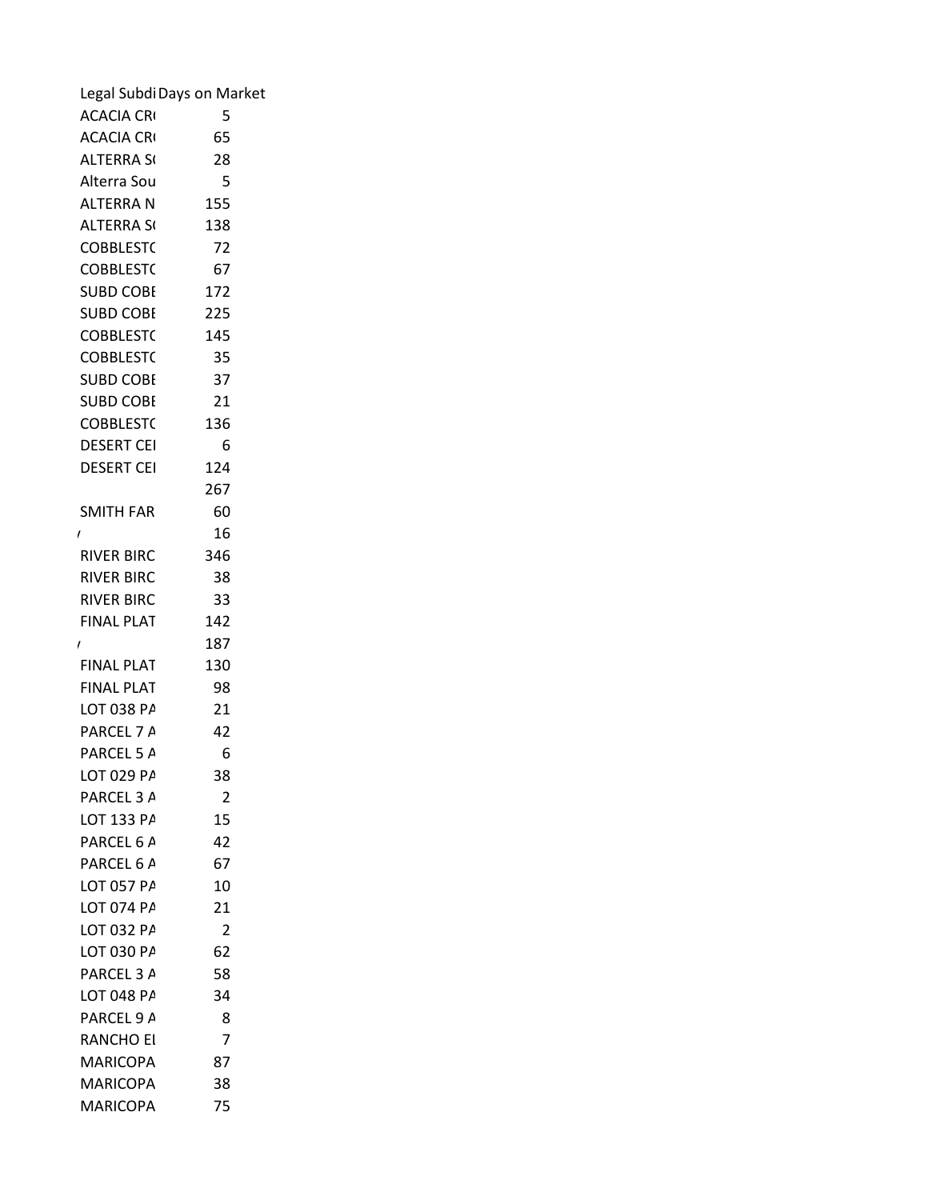| Legal Subdi | Days on Market |
|---|---|
| ACACIA CR( | 5 |
| ACACIA CR( | 65 |
| ALTERRA S( | 28 |
| Alterra Sou | 5 |
| ALTERRA N | 155 |
| ALTERRA S( | 138 |
| COBBLEST( | 72 |
| COBBLEST( | 67 |
| SUBD COBI | 172 |
| SUBD COBI | 225 |
| COBBLEST( | 145 |
| COBBLEST( | 35 |
| SUBD COBI | 37 |
| SUBD COBI | 21 |
| COBBLEST( | 136 |
| DESERT CEI | 6 |
| DESERT CEI | 124 |
| | 267 |
| SMITH FAR | 60 |
| ' | 16 |
| RIVER BIRC | 346 |
| RIVER BIRC | 38 |
| RIVER BIRC | 33 |
| FINAL PLAT | 142 |
| ' | 187 |
| FINAL PLAT | 130 |
| FINAL PLAT | 98 |
| LOT 038 PA | 21 |
| PARCEL 7 A | 42 |
| PARCEL 5 A | 6 |
| LOT 029 PA | 38 |
| PARCEL 3 A | 2 |
| LOT 133 PA | 15 |
| PARCEL 6 A | 42 |
| PARCEL 6 A | 67 |
| LOT 057 PA | 10 |
| LOT 074 PA | 21 |
| LOT 032 PA | 2 |
| LOT 030 PA | 62 |
| PARCEL 3 A | 58 |
| LOT 048 PA | 34 |
| PARCEL 9 A | 8 |
| RANCHO EI | 7 |
| MARICOPA | 87 |
| MARICOPA | 38 |
| MARICOPA | 75 |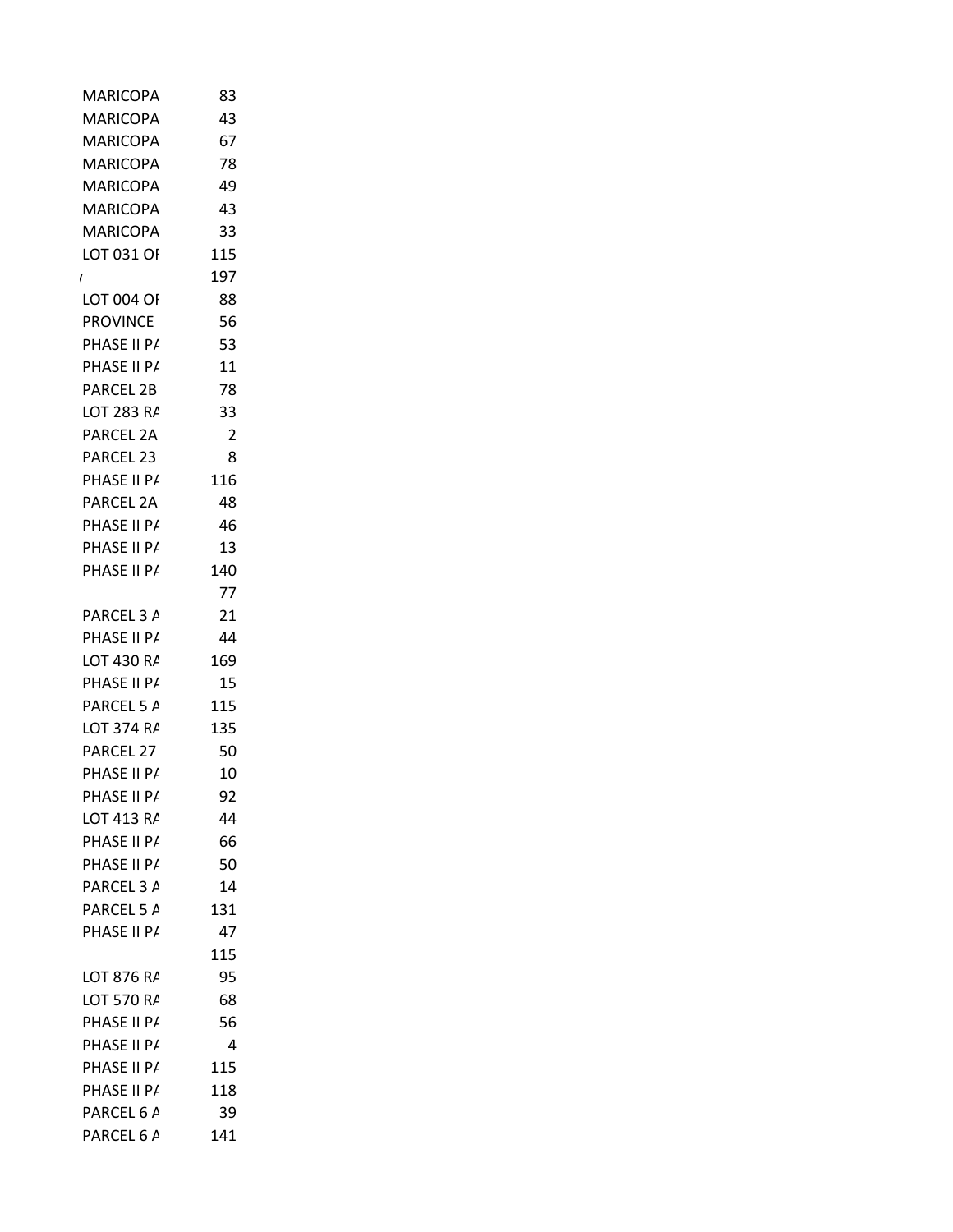| | |
|---|---|
| MARICOPA | 83 |
| MARICOPA | 43 |
| MARICOPA | 67 |
| MARICOPA | 78 |
| MARICOPA | 49 |
| MARICOPA | 43 |
| MARICOPA | 33 |
| LOT 031 OF | 115 |
| ' | 197 |
| LOT 004 OF | 88 |
| PROVINCE | 56 |
| PHASE II PA | 53 |
| PHASE II PA | 11 |
| PARCEL 2B | 78 |
| LOT 283 RA | 33 |
| PARCEL 2A | 2 |
| PARCEL 23 | 8 |
| PHASE II PA | 116 |
| PARCEL 2A | 48 |
| PHASE II PA | 46 |
| PHASE II PA | 13 |
| PHASE II PA | 140 |
| | 77 |
| PARCEL 3 A | 21 |
| PHASE II PA | 44 |
| LOT 430 RA | 169 |
| PHASE II PA | 15 |
| PARCEL 5 A | 115 |
| LOT 374 RA | 135 |
| PARCEL 27 | 50 |
| PHASE II PA | 10 |
| PHASE II PA | 92 |
| LOT 413 RA | 44 |
| PHASE II PA | 66 |
| PHASE II PA | 50 |
| PARCEL 3 A | 14 |
| PARCEL 5 A | 131 |
| PHASE II PA | 47 |
| | 115 |
| LOT 876 RA | 95 |
| LOT 570 RA | 68 |
| PHASE II PA | 56 |
| PHASE II PA | 4 |
| PHASE II PA | 115 |
| PHASE II PA | 118 |
| PARCEL 6 A | 39 |
| PARCEL 6 A | 141 |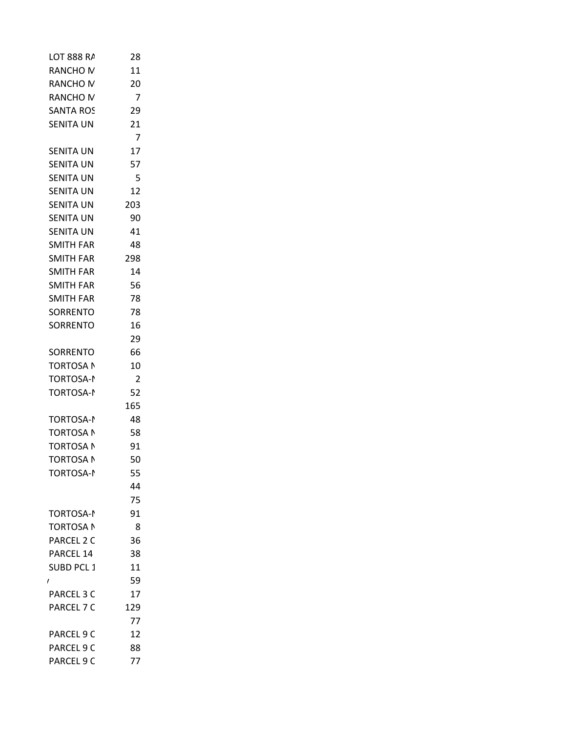| | |
|---|---|
| LOT 888 RA | 28 |
| RANCHO M | 11 |
| RANCHO M | 20 |
| RANCHO M | 7 |
| SANTA ROS | 29 |
| SENITA UN | 21 |
| | 7 |
| SENITA UN | 17 |
| SENITA UN | 57 |
| SENITA UN | 5 |
| SENITA UN | 12 |
| SENITA UN | 203 |
| SENITA UN | 90 |
| SENITA UN | 41 |
| SMITH FAR | 48 |
| SMITH FAR | 298 |
| SMITH FAR | 14 |
| SMITH FAR | 56 |
| SMITH FAR | 78 |
| SORRENTO | 78 |
| SORRENTO | 16 |
| | 29 |
| SORRENTO | 66 |
| TORTOSA N | 10 |
| TORTOSA-I | 2 |
| TORTOSA-I | 52 |
| | 165 |
| TORTOSA-I | 48 |
| TORTOSA N | 58 |
| TORTOSA N | 91 |
| TORTOSA N | 50 |
| TORTOSA-I | 55 |
| | 44 |
| | 75 |
| TORTOSA-I | 91 |
| TORTOSA N | 8 |
| PARCEL 2 C | 36 |
| PARCEL 14 | 38 |
| SUBD PCL 1 | 11 |
| / | 59 |
| PARCEL 3 C | 17 |
| PARCEL 7 C | 129 |
| | 77 |
| PARCEL 9 C | 12 |
| PARCEL 9 C | 88 |
| PARCEL 9 C | 77 |